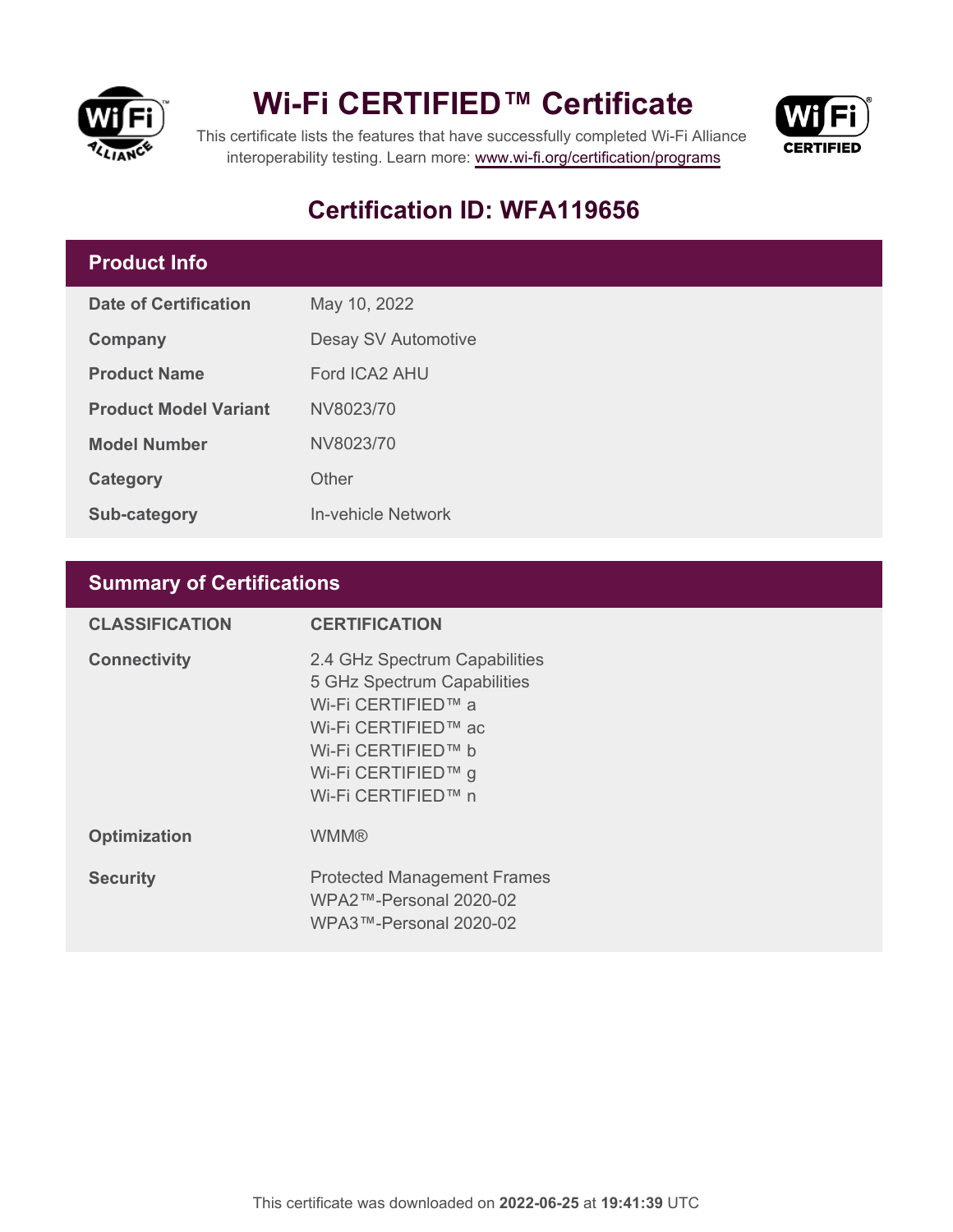# Wi-Fi CERTIFIED™ Certificate

This certificate lists the features that have successfully completed Wi-Fi Alliance interoperability testing. Learn more: www.wi-fi.org/certification/programs

## Certification ID: WFA119656

## Product Info

| | |
|---|---|
| **Date of Certification** | May 10, 2022 |
| **Company** | Desay SV Automotive |
| **Product Name** | Ford ICA2 AHU |
| **Product Model Variant** | NV8023/70 |
| **Model Number** | NV8023/70 |
| **Category** | Other |
| **Sub-category** | In-vehicle Network |

## Summary of Certifications

| CLASSIFICATION | CERTIFICATION |
|---|---|
| **Connectivity** | 2.4 GHz Spectrum Capabilities<br>5 GHz Spectrum Capabilities<br>Wi-Fi CERTIFIED™ a<br>Wi-Fi CERTIFIED™ ac<br>Wi-Fi CERTIFIED™ b<br>Wi-Fi CERTIFIED™ g<br>Wi-Fi CERTIFIED™ n |
| **Optimization** | WMM® |
| **Security** | Protected Management Frames<br>WPA2™-Personal 2020-02<br>WPA3™-Personal 2020-02 |

This certificate was downloaded on **2022-06-25** at **19:41:39** UTC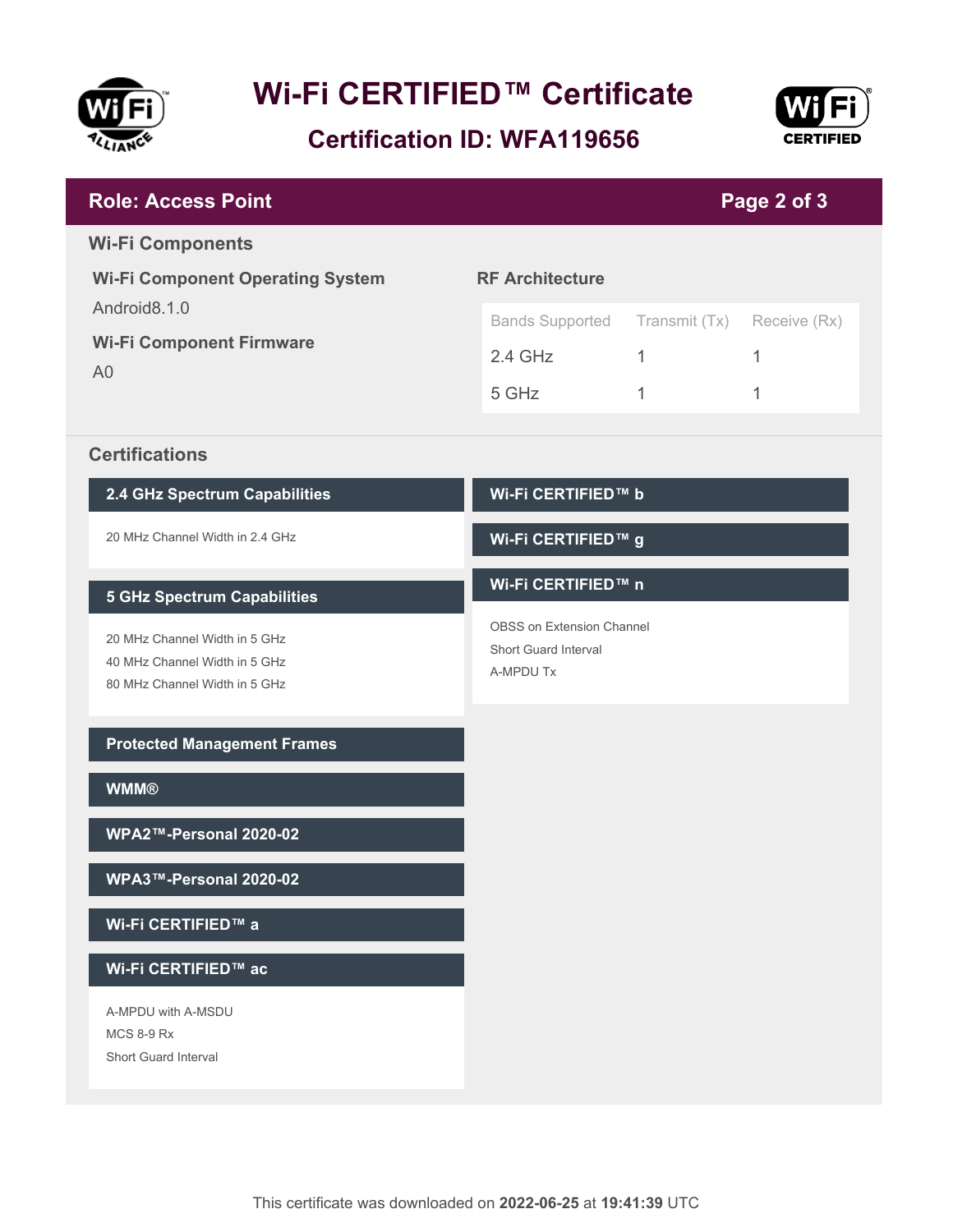# Wi-Fi CERTIFIED™ Certificate

## Certification ID: WFA119656

## Role: Access Point

### Wi-Fi Components

**Wi-Fi Component Operating System**

Android8.1.0

**Wi-Fi Component Firmware**

A0

**RF Architecture**

| Bands Supported | Transmit (Tx) | Receive (Rx) |
|---|---|---|
| 2.4 GHz | 1 | 1 |
| 5 GHz | 1 | 1 |

### Certifications

**2.4 GHz Spectrum Capabilities**

- 20 MHz Channel Width in 2.4 GHz

**5 GHz Spectrum Capabilities**

- 20 MHz Channel Width in 5 GHz
- 40 MHz Channel Width in 5 GHz
- 80 MHz Channel Width in 5 GHz

**Protected Management Frames**

**WMM®**

**WPA2™-Personal 2020-02**

**WPA3™-Personal 2020-02**

**Wi-Fi CERTIFIED™ a**

**Wi-Fi CERTIFIED™ ac**

- A-MPDU with A-MSDU
- MCS 8-9 Rx
- Short Guard Interval

**Wi-Fi CERTIFIED™ b**

**Wi-Fi CERTIFIED™ g**

**Wi-Fi CERTIFIED™ n**

- OBSS on Extension Channel
- Short Guard Interval
- A-MPDU Tx

This certificate was downloaded on **2022-06-25** at **19:41:39** UTC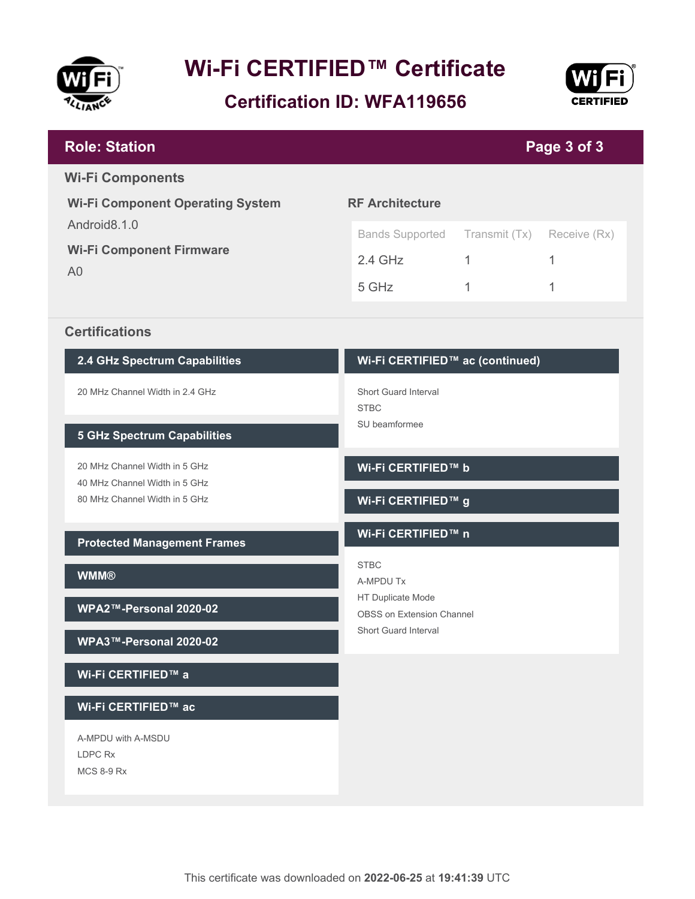# Wi-Fi CERTIFIED™ Certificate

## Certification ID: WFA119656

**Role: Station**

### Wi-Fi Components

**Wi-Fi Component Operating System**

Android8.1.0

**Wi-Fi Component Firmware**

A0

**RF Architecture**

| Bands Supported | Transmit (Tx) | Receive (Rx) |
|---|---|---|
| 2.4 GHz | 1 | 1 |
| 5 GHz | 1 | 1 |

### Certifications

#### 2.4 GHz Spectrum Capabilities

- 20 MHz Channel Width in 2.4 GHz

#### 5 GHz Spectrum Capabilities

- 20 MHz Channel Width in 5 GHz
- 40 MHz Channel Width in 5 GHz
- 80 MHz Channel Width in 5 GHz

#### Protected Management Frames

#### WMM®

#### WPA2™-Personal 2020-02

#### WPA3™-Personal 2020-02

#### Wi-Fi CERTIFIED™ a

#### Wi-Fi CERTIFIED™ ac

- A-MPDU with A-MSDU
- LDPC Rx
- MCS 8-9 Rx

#### Wi-Fi CERTIFIED™ ac (continued)

- Short Guard Interval
- STBC
- SU beamformee

#### Wi-Fi CERTIFIED™ b

#### Wi-Fi CERTIFIED™ g

#### Wi-Fi CERTIFIED™ n

- STBC
- A-MPDU Tx
- HT Duplicate Mode
- OBSS on Extension Channel
- Short Guard Interval

This certificate was downloaded on **2022-06-25** at **19:41:39** UTC